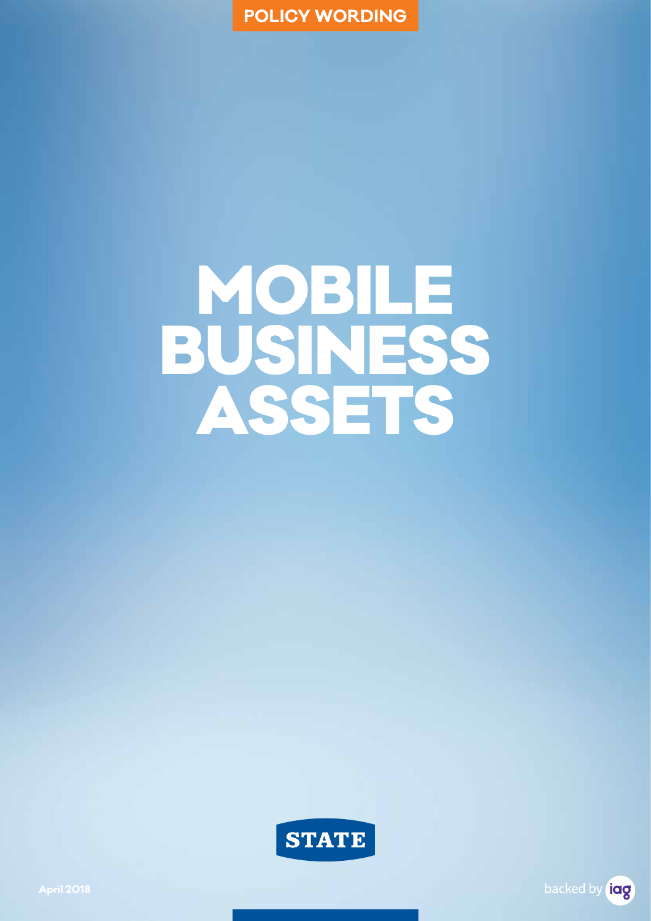POLICY WORDING

# MOBILE BUSINESS ASSETS

STATE

April 2018

backed by iag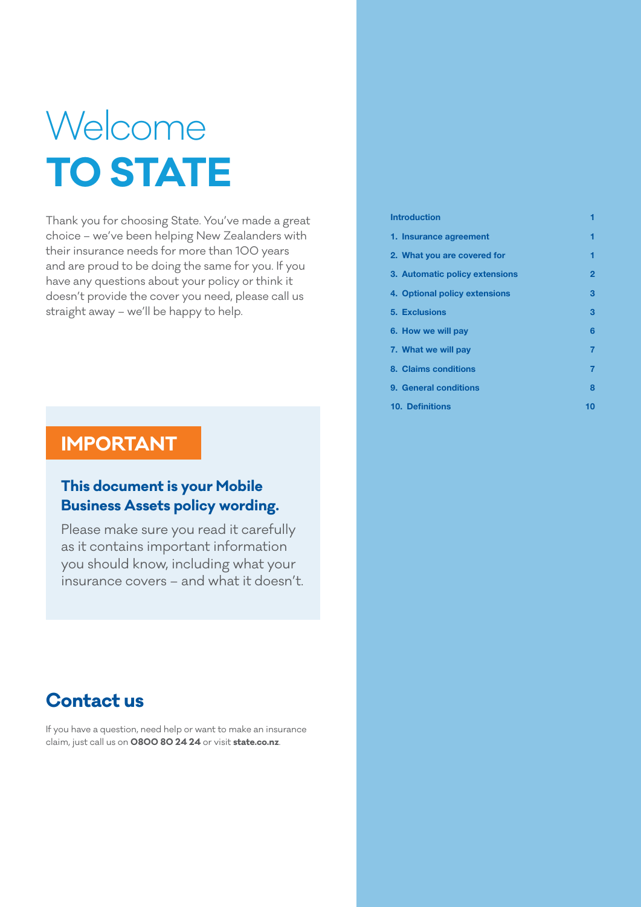# Welcome TO STATE

Thank you for choosing State. You've made a great choice – we've been helping New Zealanders with their insurance needs for more than 100 years and are proud to be doing the same for you. If you have any questions about your policy or think it doesn't provide the cover you need, please call us straight away – we'll be happy to help.

## IMPORTANT

**This document is your Mobile Business Assets policy wording.**

Please make sure you read it carefully as it contains important information you should know, including what your insurance covers – and what it doesn't.

## Contact us

If you have a question, need help or want to make an insurance claim, just call us on **0800 80 24 24** or visit **state.co.nz**.

| | |
|---|---|
| Introduction | 1 |
| 1. Insurance agreement | 1 |
| 2. What you are covered for | 1 |
| 3. Automatic policy extensions | 2 |
| 4. Optional policy extensions | 3 |
| 5. Exclusions | 3 |
| 6. How we will pay | 6 |
| 7. What we will pay | 7 |
| 8. Claims conditions | 7 |
| 9. General conditions | 8 |
| 10. Definitions | 10 |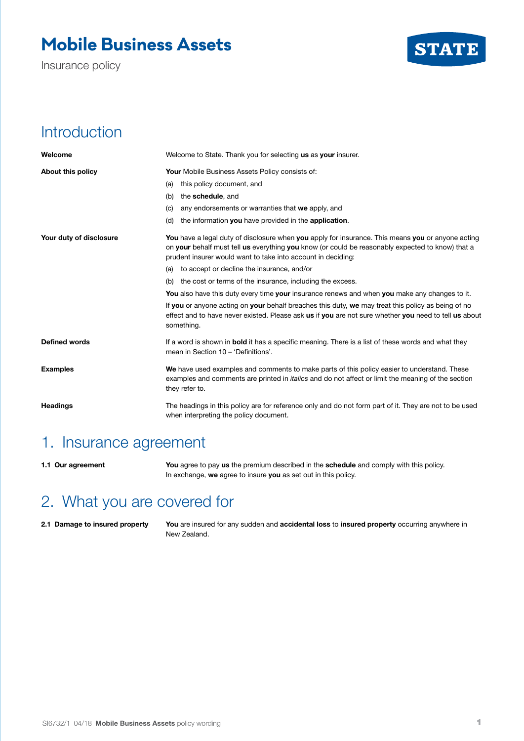# Mobile Business Assets

Insurance policy

STATE

## Introduction

**Welcome**

Welcome to State. Thank you for selecting **us** as **your** insurer.

**About this policy**

**Your** Mobile Business Assets Policy consists of:

(a) this policy document, and

(b) the **schedule**, and

(c) any endorsements or warranties that **we** apply, and

(d) the information **you** have provided in the **application**.

**Your duty of disclosure**

**You** have a legal duty of disclosure when **you** apply for insurance. This means **you** or anyone acting on **your** behalf must tell **us** everything **you** know (or could be reasonably expected to know) that a prudent insurer would want to take into account in deciding:

(a) to accept or decline the insurance, and/or

(b) the cost or terms of the insurance, including the excess.

**You** also have this duty every time **your** insurance renews and when **you** make any changes to it.

If **you** or anyone acting on **your** behalf breaches this duty, **we** may treat this policy as being of no effect and to have never existed. Please ask **us** if **you** are not sure whether **you** need to tell **us** about something.

**Defined words**

If a word is shown in **bold** it has a specific meaning. There is a list of these words and what they mean in Section 10 – 'Definitions'.

**Examples**

**We** have used examples and comments to make parts of this policy easier to understand. These examples and comments are printed in *italics* and do not affect or limit the meaning of the section they refer to.

**Headings**

The headings in this policy are for reference only and do not form part of it. They are not to be used when interpreting the policy document.

## 1. Insurance agreement

**1.1 Our agreement**

**You** agree to pay **us** the premium described in the **schedule** and comply with this policy. In exchange, **we** agree to insure **you** as set out in this policy.

## 2. What you are covered for

**2.1 Damage to insured property**

**You** are insured for any sudden and **accidental loss** to **insured property** occurring anywhere in New Zealand.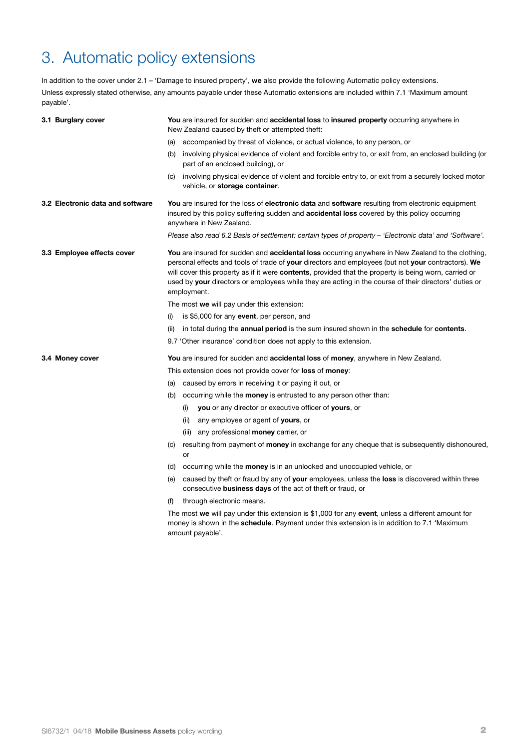# 3. Automatic policy extensions

In addition to the cover under 2.1 – 'Damage to insured property', **we** also provide the following Automatic policy extensions.

Unless expressly stated otherwise, any amounts payable under these Automatic extensions are included within 7.1 'Maximum amount payable'.

### 3.1 Burglary cover

**You** are insured for sudden and **accidental loss** to **insured property** occurring anywhere in New Zealand caused by theft or attempted theft:

(a) accompanied by threat of violence, or actual violence, to any person, or

(b) involving physical evidence of violent and forcible entry to, or exit from, an enclosed building (or part of an enclosed building), or

(c) involving physical evidence of violent and forcible entry to, or exit from a securely locked motor vehicle, or **storage container**.

### 3.2 Electronic data and software

**You** are insured for the loss of **electronic data** and **software** resulting from electronic equipment insured by this policy suffering sudden and **accidental loss** covered by this policy occurring anywhere in New Zealand.

*Please also read 6.2 Basis of settlement: certain types of property – 'Electronic data' and 'Software'.*

### 3.3 Employee effects cover

**You** are insured for sudden and **accidental loss** occurring anywhere in New Zealand to the clothing, personal effects and tools of trade of **your** directors and employees (but not **your** contractors). **We** will cover this property as if it were **contents**, provided that the property is being worn, carried or used by **your** directors or employees while they are acting in the course of their directors' duties or employment.

The most **we** will pay under this extension:

(i) is $5,000 for any **event**, per person, and

(ii) in total during the **annual period** is the sum insured shown in the **schedule** for **contents**.

9.7 'Other insurance' condition does not apply to this extension.

### 3.4 Money cover

**You** are insured for sudden and **accidental loss** of **money**, anywhere in New Zealand.

This extension does not provide cover for **loss** of **money**:

(a) caused by errors in receiving it or paying it out, or

(b) occurring while the **money** is entrusted to any person other than:

  (i) **you** or any director or executive officer of **yours**, or

  (ii) any employee or agent of **yours**, or

  (iii) any professional **money** carrier, or

(c) resulting from payment of **money** in exchange for any cheque that is subsequently dishonoured, or

(d) occurring while the **money** is in an unlocked and unoccupied vehicle, or

(e) caused by theft or fraud by any of **your** employees, unless the **loss** is discovered within three consecutive **business days** of the act of theft or fraud, or

(f) through electronic means.

The most **we** will pay under this extension is $1,000 for any **event**, unless a different amount for money is shown in the **schedule**. Payment under this extension is in addition to 7.1 'Maximum amount payable'.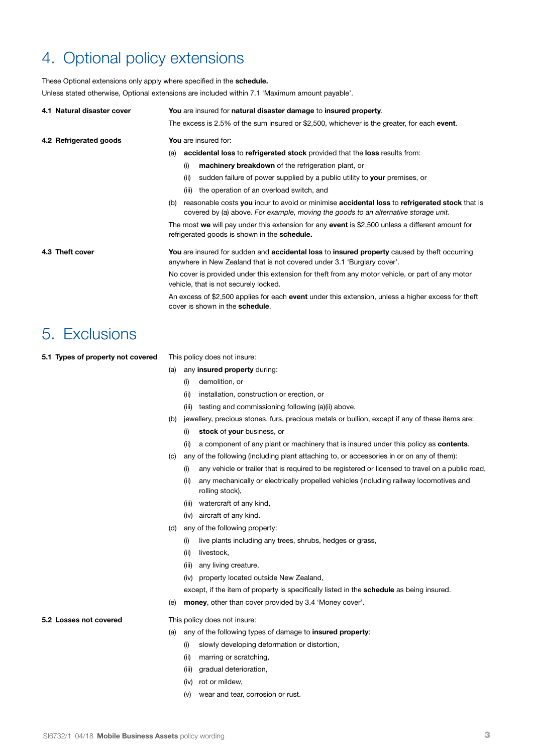# 4. Optional policy extensions

These Optional extensions only apply where specified in the **schedule.**

Unless stated otherwise, Optional extensions are included within 7.1 'Maximum amount payable'.

### 4.1 Natural disaster cover

**You** are insured for **natural disaster damage** to **insured property**.

The excess is 2.5% of the sum insured or $2,500, whichever is the greater, for each **event**.

### 4.2 Refrigerated goods

**You** are insured for:

(a) **accidental loss** to **refrigerated stock** provided that the **loss** results from:

- (i) **machinery breakdown** of the refrigeration plant, or
- (ii) sudden failure of power supplied by a public utility to **your** premises, or
- (iii) the operation of an overload switch, and

(b) reasonable costs **you** incur to avoid or minimise **accidental loss** to **refrigerated stock** that is covered by (a) above. *For example, moving the goods to an alternative storage unit.*

The most **we** will pay under this extension for any **event** is $2,500 unless a different amount for refrigerated goods is shown in the **schedule.**

### 4.3 Theft cover

**You** are insured for sudden and **accidental loss** to **insured property** caused by theft occurring anywhere in New Zealand that is not covered under 3.1 'Burglary cover'.

No cover is provided under this extension for theft from any motor vehicle, or part of any motor vehicle, that is not securely locked.

An excess of $2,500 applies for each **event** under this extension, unless a higher excess for theft cover is shown in the **schedule**.

# 5. Exclusions

### 5.1 Types of property not covered

This policy does not insure:

(a) any **insured property** during:

- (i) demolition, or
- (ii) installation, construction or erection, or
- (iii) testing and commissioning following (a)(ii) above.

(b) jewellery, precious stones, furs, precious metals or bullion, except if any of these items are:

- (i) **stock** of **your** business, or
- (ii) a component of any plant or machinery that is insured under this policy as **contents**.

(c) any of the following (including plant attaching to, or accessories in or on any of them):

- (i) any vehicle or trailer that is required to be registered or licensed to travel on a public road,
- (ii) any mechanically or electrically propelled vehicles (including railway locomotives and rolling stock),
- (iii) watercraft of any kind,
- (iv) aircraft of any kind.

(d) any of the following property:

- (i) live plants including any trees, shrubs, hedges or grass,
- (ii) livestock,
- (iii) any living creature,
- (iv) property located outside New Zealand,

except, if the item of property is specifically listed in the **schedule** as being insured.

(e) **money**, other than cover provided by 3.4 'Money cover'.

### 5.2 Losses not covered

This policy does not insure:

(a) any of the following types of damage to **insured property**:

- (i) slowly developing deformation or distortion,
- (ii) marring or scratching,
- (iii) gradual deterioration,
- (iv) rot or mildew,
- (v) wear and tear, corrosion or rust.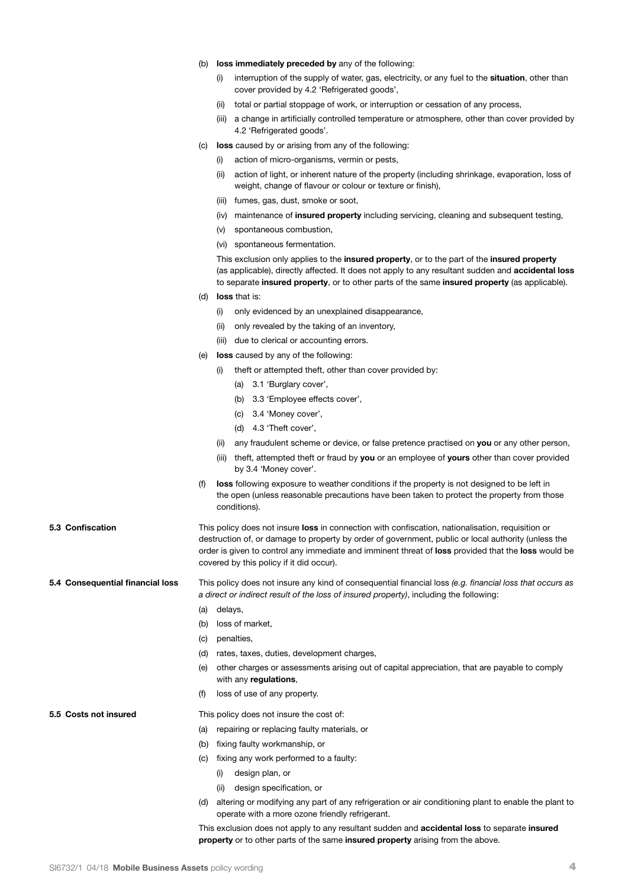(b) **loss immediately preceded by** any of the following:

   (i) interruption of the supply of water, gas, electricity, or any fuel to the **situation**, other than cover provided by 4.2 'Refrigerated goods',

   (ii) total or partial stoppage of work, or interruption or cessation of any process,

   (iii) a change in artificially controlled temperature or atmosphere, other than cover provided by 4.2 'Refrigerated goods'.

(c) **loss** caused by or arising from any of the following:

   (i) action of micro-organisms, vermin or pests,

   (ii) action of light, or inherent nature of the property (including shrinkage, evaporation, loss of weight, change of flavour or colour or texture or finish),

   (iii) fumes, gas, dust, smoke or soot,

   (iv) maintenance of **insured property** including servicing, cleaning and subsequent testing,

   (v) spontaneous combustion,

   (vi) spontaneous fermentation.

   This exclusion only applies to the **insured property**, or to the part of the **insured property** (as applicable), directly affected. It does not apply to any resultant sudden and **accidental loss** to separate **insured property**, or to other parts of the same **insured property** (as applicable).

(d) **loss** that is:

   (i) only evidenced by an unexplained disappearance,

   (ii) only revealed by the taking of an inventory,

   (iii) due to clerical or accounting errors.

(e) **loss** caused by any of the following:

   (i) theft or attempted theft, other than cover provided by:

      (a) 3.1 'Burglary cover',

      (b) 3.3 'Employee effects cover',

      (c) 3.4 'Money cover',

      (d) 4.3 'Theft cover',

   (ii) any fraudulent scheme or device, or false pretence practised on **you** or any other person,

   (iii) theft, attempted theft or fraud by **you** or an employee of **yours** other than cover provided by 3.4 'Money cover'.

(f) **loss** following exposure to weather conditions if the property is not designed to be left in the open (unless reasonable precautions have been taken to protect the property from those conditions).

**5.3 Confiscation**

This policy does not insure **loss** in connection with confiscation, nationalisation, requisition or destruction of, or damage to property by order of government, public or local authority (unless the order is given to control any immediate and imminent threat of **loss** provided that the **loss** would be covered by this policy if it did occur).

**5.4 Consequential financial loss**

This policy does not insure any kind of consequential financial loss *(e.g. financial loss that occurs as a direct or indirect result of the loss of insured property)*, including the following:

(a) delays,

(b) loss of market,

(c) penalties,

(d) rates, taxes, duties, development charges,

(e) other charges or assessments arising out of capital appreciation, that are payable to comply with any **regulations**,

(f) loss of use of any property.

**5.5 Costs not insured**

This policy does not insure the cost of:

(a) repairing or replacing faulty materials, or

(b) fixing faulty workmanship, or

(c) fixing any work performed to a faulty:

   (i) design plan, or

   (ii) design specification, or

(d) altering or modifying any part of any refrigeration or air conditioning plant to enable the plant to operate with a more ozone friendly refrigerant.

This exclusion does not apply to any resultant sudden and **accidental loss** to separate **insured property** or to other parts of the same **insured property** arising from the above.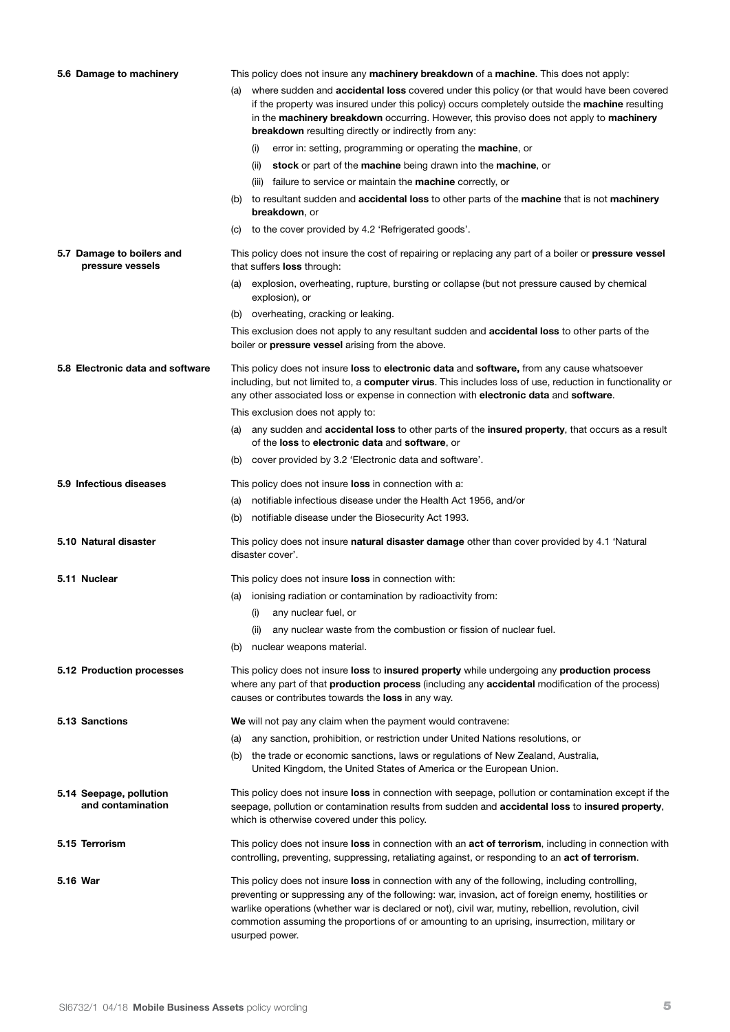### 5.6 Damage to machinery

This policy does not insure any **machinery breakdown** of a **machine**. This does not apply:

(a) where sudden and **accidental loss** covered under this policy (or that would have been covered if the property was insured under this policy) occurs completely outside the **machine** resulting in the **machinery breakdown** occurring. However, this proviso does not apply to **machinery breakdown** resulting directly or indirectly from any:

  (i) error in: setting, programming or operating the **machine**, or

  (ii) **stock** or part of the **machine** being drawn into the **machine**, or

  (iii) failure to service or maintain the **machine** correctly, or

(b) to resultant sudden and **accidental loss** to other parts of the **machine** that is not **machinery breakdown**, or

(c) to the cover provided by 4.2 'Refrigerated goods'.

### 5.7 Damage to boilers and pressure vessels

This policy does not insure the cost of repairing or replacing any part of a boiler or **pressure vessel** that suffers **loss** through:

(a) explosion, overheating, rupture, bursting or collapse (but not pressure caused by chemical explosion), or

(b) overheating, cracking or leaking.

This exclusion does not apply to any resultant sudden and **accidental loss** to other parts of the boiler or **pressure vessel** arising from the above.

### 5.8 Electronic data and software

This policy does not insure **loss** to **electronic data** and **software,** from any cause whatsoever including, but not limited to, a **computer virus**. This includes loss of use, reduction in functionality or any other associated loss or expense in connection with **electronic data** and **software**.

This exclusion does not apply to:

(a) any sudden and **accidental loss** to other parts of the **insured property**, that occurs as a result of the **loss** to **electronic data** and **software**, or

(b) cover provided by 3.2 'Electronic data and software'.

### 5.9 Infectious diseases

This policy does not insure **loss** in connection with a:

(a) notifiable infectious disease under the Health Act 1956, and/or

(b) notifiable disease under the Biosecurity Act 1993.

### 5.10 Natural disaster

This policy does not insure **natural disaster damage** other than cover provided by 4.1 'Natural disaster cover'.

### 5.11 Nuclear

This policy does not insure **loss** in connection with:

(a) ionising radiation or contamination by radioactivity from:

  (i) any nuclear fuel, or

  (ii) any nuclear waste from the combustion or fission of nuclear fuel.

(b) nuclear weapons material.

### 5.12 Production processes

This policy does not insure **loss** to **insured property** while undergoing any **production process** where any part of that **production process** (including any **accidental** modification of the process) causes or contributes towards the **loss** in any way.

### 5.13 Sanctions

**We** will not pay any claim when the payment would contravene:

(a) any sanction, prohibition, or restriction under United Nations resolutions, or

(b) the trade or economic sanctions, laws or regulations of New Zealand, Australia, United Kingdom, the United States of America or the European Union.

### 5.14 Seepage, pollution and contamination

This policy does not insure **loss** in connection with seepage, pollution or contamination except if the seepage, pollution or contamination results from sudden and **accidental loss** to **insured property**, which is otherwise covered under this policy.

### 5.15 Terrorism

This policy does not insure **loss** in connection with an **act of terrorism**, including in connection with controlling, preventing, suppressing, retaliating against, or responding to an **act of terrorism**.

### 5.16 War

This policy does not insure **loss** in connection with any of the following, including controlling, preventing or suppressing any of the following: war, invasion, act of foreign enemy, hostilities or warlike operations (whether war is declared or not), civil war, mutiny, rebellion, revolution, civil commotion assuming the proportions of or amounting to an uprising, insurrection, military or usurped power.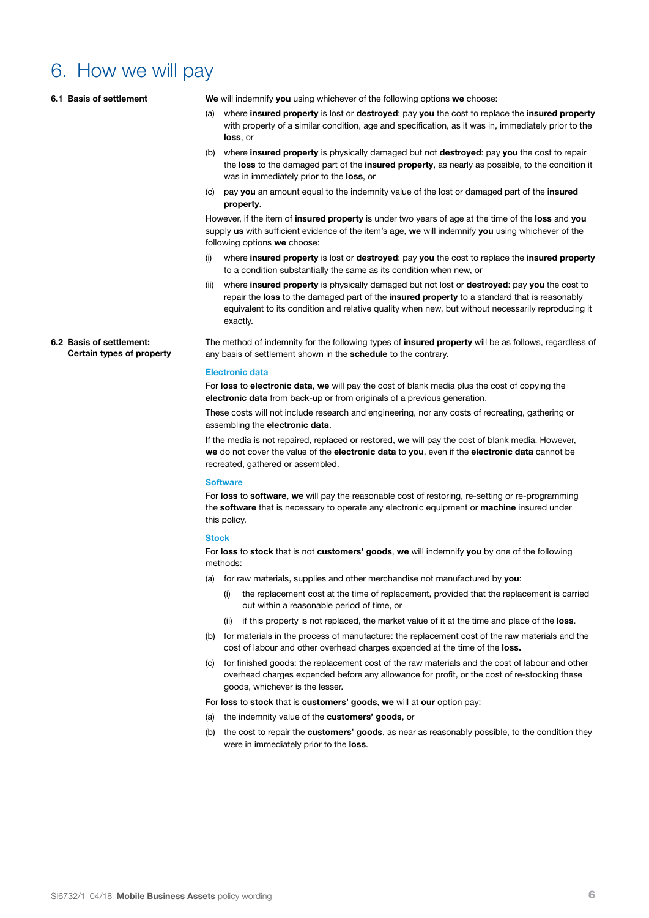# 6. How we will pay

### 6.1 Basis of settlement

**We** will indemnify **you** using whichever of the following options **we** choose:

(a) where **insured property** is lost or **destroyed**: pay **you** the cost to replace the **insured property** with property of a similar condition, age and specification, as it was in, immediately prior to the **loss**, or

(b) where **insured property** is physically damaged but not **destroyed**: pay **you** the cost to repair the **loss** to the damaged part of the **insured property**, as nearly as possible, to the condition it was in immediately prior to the **loss**, or

(c) pay **you** an amount equal to the indemnity value of the lost or damaged part of the **insured property**.

However, if the item of **insured property** is under two years of age at the time of the **loss** and **you** supply **us** with sufficient evidence of the item's age, **we** will indemnify **you** using whichever of the following options **we** choose:

(i) where **insured property** is lost or **destroyed**: pay **you** the cost to replace the **insured property** to a condition substantially the same as its condition when new, or

(ii) where **insured property** is physically damaged but not lost or **destroyed**: pay **you** the cost to repair the **loss** to the damaged part of the **insured property** to a standard that is reasonably equivalent to its condition and relative quality when new, but without necessarily reproducing it exactly.

### 6.2 Basis of settlement: Certain types of property

The method of indemnity for the following types of **insured property** will be as follows, regardless of any basis of settlement shown in the **schedule** to the contrary.

#### Electronic data

For **loss** to **electronic data**, **we** will pay the cost of blank media plus the cost of copying the **electronic data** from back-up or from originals of a previous generation.

These costs will not include research and engineering, nor any costs of recreating, gathering or assembling the **electronic data**.

If the media is not repaired, replaced or restored, **we** will pay the cost of blank media. However, **we** do not cover the value of the **electronic data** to **you**, even if the **electronic data** cannot be recreated, gathered or assembled.

#### Software

For **loss** to **software**, **we** will pay the reasonable cost of restoring, re-setting or re-programming the **software** that is necessary to operate any electronic equipment or **machine** insured under this policy.

#### Stock

For **loss** to **stock** that is not **customers' goods**, **we** will indemnify **you** by one of the following methods:

(a) for raw materials, supplies and other merchandise not manufactured by **you**:

  (i) the replacement cost at the time of replacement, provided that the replacement is carried out within a reasonable period of time, or

  (ii) if this property is not replaced, the market value of it at the time and place of the **loss**.

(b) for materials in the process of manufacture: the replacement cost of the raw materials and the cost of labour and other overhead charges expended at the time of the **loss.**

(c) for finished goods: the replacement cost of the raw materials and the cost of labour and other overhead charges expended before any allowance for profit, or the cost of re-stocking these goods, whichever is the lesser.

For **loss** to **stock** that is **customers' goods**, **we** will at **our** option pay:

(a) the indemnity value of the **customers' goods**, or

(b) the cost to repair the **customers' goods**, as near as reasonably possible, to the condition they were in immediately prior to the **loss**.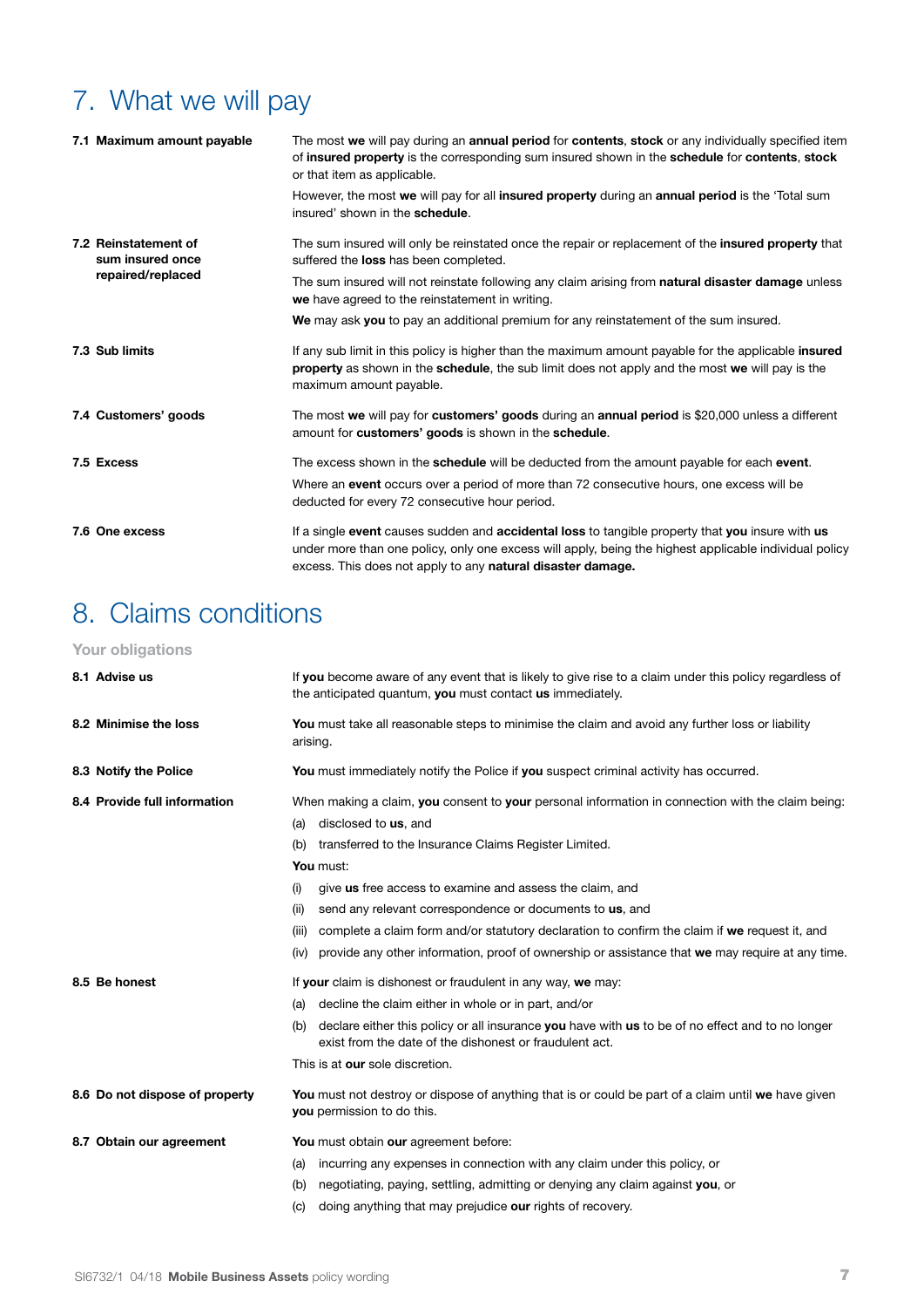# 7. What we will pay

**7.1 Maximum amount payable**

The most **we** will pay during an **annual period** for **contents**, **stock** or any individually specified item of **insured property** is the corresponding sum insured shown in the **schedule** for **contents**, **stock** or that item as applicable.

However, the most **we** will pay for all **insured property** during an **annual period** is the 'Total sum insured' shown in the **schedule**.

**7.2 Reinstatement of sum insured once repaired/replaced**

The sum insured will only be reinstated once the repair or replacement of the **insured property** that suffered the **loss** has been completed.

The sum insured will not reinstate following any claim arising from **natural disaster damage** unless **we** have agreed to the reinstatement in writing.

**We** may ask **you** to pay an additional premium for any reinstatement of the sum insured.

**7.3 Sub limits**

If any sub limit in this policy is higher than the maximum amount payable for the applicable **insured property** as shown in the **schedule**, the sub limit does not apply and the most **we** will pay is the maximum amount payable.

**7.4 Customers' goods**

The most **we** will pay for **customers' goods** during an **annual period** is $20,000 unless a different amount for **customers' goods** is shown in the **schedule**.

**7.5 Excess**

The excess shown in the **schedule** will be deducted from the amount payable for each **event**.

Where an **event** occurs over a period of more than 72 consecutive hours, one excess will be deducted for every 72 consecutive hour period.

**7.6 One excess**

If a single **event** causes sudden and **accidental loss** to tangible property that **you** insure with **us** under more than one policy, only one excess will apply, being the highest applicable individual policy excess. This does not apply to any **natural disaster damage.**

# 8. Claims conditions

## Your obligations

**8.1 Advise us**

If **you** become aware of any event that is likely to give rise to a claim under this policy regardless of the anticipated quantum, **you** must contact **us** immediately.

**8.2 Minimise the loss**

**You** must take all reasonable steps to minimise the claim and avoid any further loss or liability arising.

**8.3 Notify the Police**

**You** must immediately notify the Police if **you** suspect criminal activity has occurred.

**8.4 Provide full information**

When making a claim, **you** consent to **your** personal information in connection with the claim being:

(a) disclosed to **us**, and

(b) transferred to the Insurance Claims Register Limited.

**You** must:

(i) give **us** free access to examine and assess the claim, and

(ii) send any relevant correspondence or documents to **us**, and

(iii) complete a claim form and/or statutory declaration to confirm the claim if **we** request it, and

(iv) provide any other information, proof of ownership or assistance that **we** may require at any time.

**8.5 Be honest**

If **your** claim is dishonest or fraudulent in any way, **we** may:

(a) decline the claim either in whole or in part, and/or

(b) declare either this policy or all insurance **you** have with **us** to be of no effect and to no longer exist from the date of the dishonest or fraudulent act.

This is at **our** sole discretion.

**8.6 Do not dispose of property**

**You** must not destroy or dispose of anything that is or could be part of a claim until **we** have given **you** permission to do this.

**8.7 Obtain our agreement**

**You** must obtain **our** agreement before:

(a) incurring any expenses in connection with any claim under this policy, or

(b) negotiating, paying, settling, admitting or denying any claim against **you**, or

(c) doing anything that may prejudice **our** rights of recovery.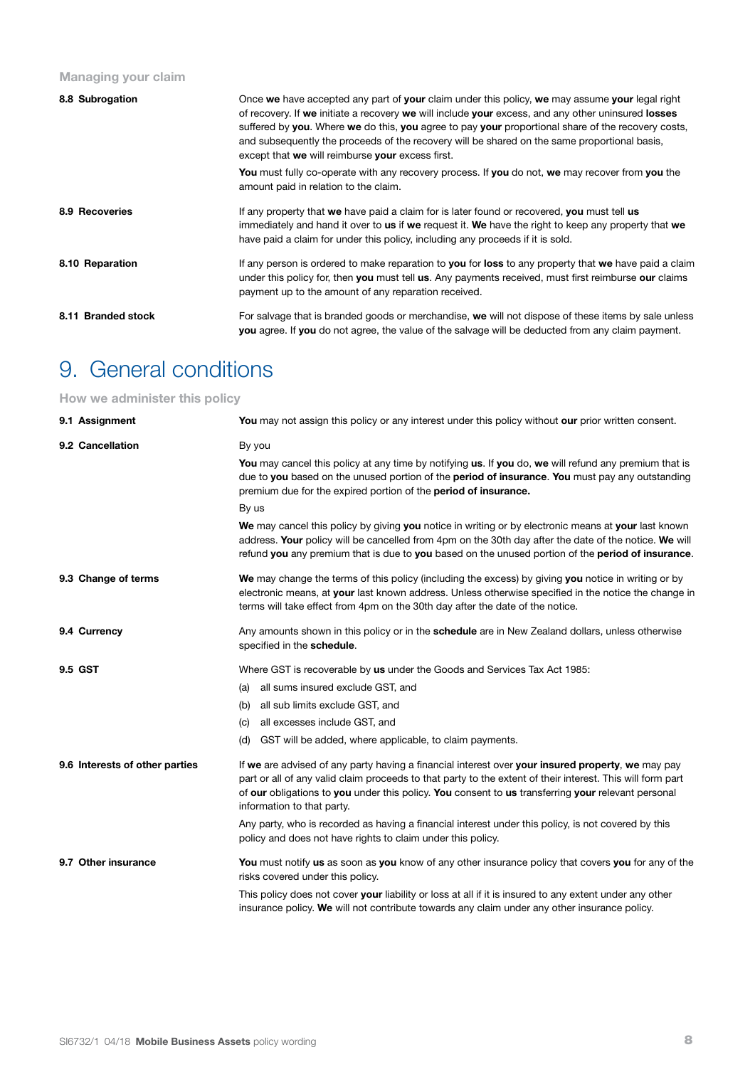### Managing your claim

**8.8 Subrogation**

Once **we** have accepted any part of **your** claim under this policy, **we** may assume **your** legal right of recovery. If **we** initiate a recovery **we** will include **your** excess, and any other uninsured **losses** suffered by **you**. Where **we** do this, **you** agree to pay **your** proportional share of the recovery costs, and subsequently the proceeds of the recovery will be shared on the same proportional basis, except that **we** will reimburse **your** excess first.

**You** must fully co-operate with any recovery process. If **you** do not, **we** may recover from **you** the amount paid in relation to the claim.

**8.9 Recoveries**

If any property that **we** have paid a claim for is later found or recovered, **you** must tell **us** immediately and hand it over to **us** if **we** request it. **We** have the right to keep any property that **we** have paid a claim for under this policy, including any proceeds if it is sold.

**8.10 Reparation**

If any person is ordered to make reparation to **you** for **loss** to any property that **we** have paid a claim under this policy for, then **you** must tell **us**. Any payments received, must first reimburse **our** claims payment up to the amount of any reparation received.

**8.11 Branded stock**

For salvage that is branded goods or merchandise, **we** will not dispose of these items by sale unless **you** agree. If **you** do not agree, the value of the salvage will be deducted from any claim payment.

# 9. General conditions

### How we administer this policy

**9.1 Assignment**

**You** may not assign this policy or any interest under this policy without **our** prior written consent.

**9.2 Cancellation**

By you

**You** may cancel this policy at any time by notifying **us**. If **you** do, **we** will refund any premium that is due to **you** based on the unused portion of the **period of insurance**. **You** must pay any outstanding premium due for the expired portion of the **period of insurance.**

By us

**We** may cancel this policy by giving **you** notice in writing or by electronic means at **your** last known address. **Your** policy will be cancelled from 4pm on the 30th day after the date of the notice. **We** will refund **you** any premium that is due to **you** based on the unused portion of the **period of insurance**.

**9.3 Change of terms**

**We** may change the terms of this policy (including the excess) by giving **you** notice in writing or by electronic means, at **your** last known address. Unless otherwise specified in the notice the change in terms will take effect from 4pm on the 30th day after the date of the notice.

**9.4 Currency**

Any amounts shown in this policy or in the **schedule** are in New Zealand dollars, unless otherwise specified in the **schedule**.

**9.5 GST**

Where GST is recoverable by **us** under the Goods and Services Tax Act 1985:

(a) all sums insured exclude GST, and

(b) all sub limits exclude GST, and

(c) all excesses include GST, and

(d) GST will be added, where applicable, to claim payments.

**9.6 Interests of other parties**

If **we** are advised of any party having a financial interest over **your insured property**, **we** may pay part or all of any valid claim proceeds to that party to the extent of their interest. This will form part of **our** obligations to **you** under this policy. **You** consent to **us** transferring **your** relevant personal information to that party.

Any party, who is recorded as having a financial interest under this policy, is not covered by this policy and does not have rights to claim under this policy.

**9.7 Other insurance**

**You** must notify **us** as soon as **you** know of any other insurance policy that covers **you** for any of the risks covered under this policy.

This policy does not cover **your** liability or loss at all if it is insured to any extent under any other insurance policy. **We** will not contribute towards any claim under any other insurance policy.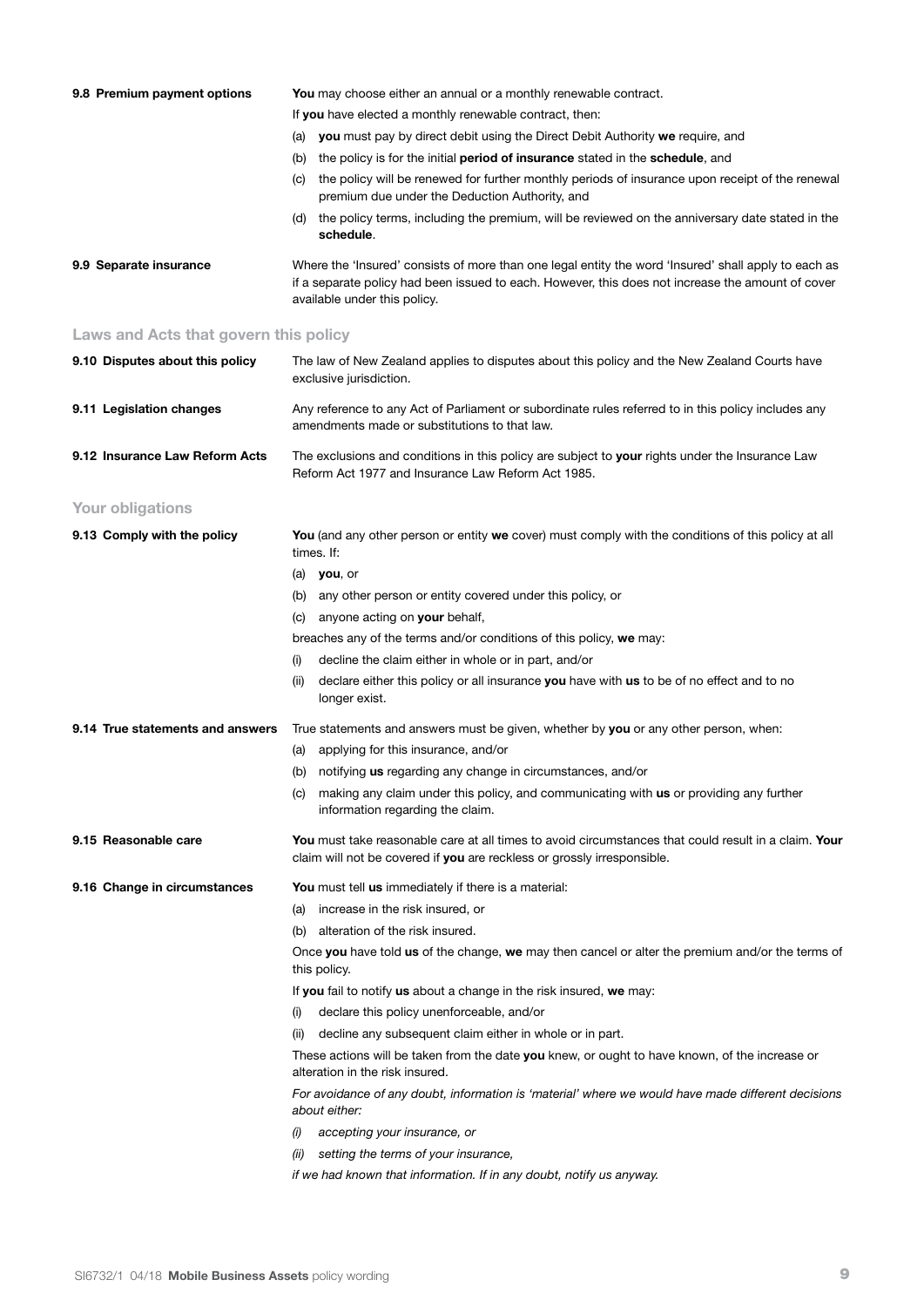**9.8 Premium payment options**

**You** may choose either an annual or a monthly renewable contract.

If **you** have elected a monthly renewable contract, then:

(a) **you** must pay by direct debit using the Direct Debit Authority **we** require, and

(b) the policy is for the initial **period of insurance** stated in the **schedule**, and

(c) the policy will be renewed for further monthly periods of insurance upon receipt of the renewal premium due under the Deduction Authority, and

(d) the policy terms, including the premium, will be reviewed on the anniversary date stated in the **schedule**.

**9.9 Separate insurance**

Where the 'Insured' consists of more than one legal entity the word 'Insured' shall apply to each as if a separate policy had been issued to each. However, this does not increase the amount of cover available under this policy.

## Laws and Acts that govern this policy

**9.10 Disputes about this policy**

The law of New Zealand applies to disputes about this policy and the New Zealand Courts have exclusive jurisdiction.

**9.11 Legislation changes**

Any reference to any Act of Parliament or subordinate rules referred to in this policy includes any amendments made or substitutions to that law.

**9.12 Insurance Law Reform Acts**

The exclusions and conditions in this policy are subject to **your** rights under the Insurance Law Reform Act 1977 and Insurance Law Reform Act 1985.

## Your obligations

**9.13 Comply with the policy**

**You** (and any other person or entity **we** cover) must comply with the conditions of this policy at all times. If:

(a) **you**, or

(b) any other person or entity covered under this policy, or

(c) anyone acting on **your** behalf,

breaches any of the terms and/or conditions of this policy, **we** may:

(i) decline the claim either in whole or in part, and/or

(ii) declare either this policy or all insurance **you** have with **us** to be of no effect and to no longer exist.

**9.14 True statements and answers**

True statements and answers must be given, whether by **you** or any other person, when:

(a) applying for this insurance, and/or

(b) notifying **us** regarding any change in circumstances, and/or

(c) making any claim under this policy, and communicating with **us** or providing any further information regarding the claim.

**9.15 Reasonable care**

**You** must take reasonable care at all times to avoid circumstances that could result in a claim. **Your** claim will not be covered if **you** are reckless or grossly irresponsible.

**9.16 Change in circumstances**

**You** must tell **us** immediately if there is a material:

(a) increase in the risk insured, or

(b) alteration of the risk insured.

Once **you** have told **us** of the change, **we** may then cancel or alter the premium and/or the terms of this policy.

If **you** fail to notify **us** about a change in the risk insured, **we** may:

(i) declare this policy unenforceable, and/or

(ii) decline any subsequent claim either in whole or in part.

These actions will be taken from the date **you** knew, or ought to have known, of the increase or alteration in the risk insured.

*For avoidance of any doubt, information is 'material' where we would have made different decisions about either:*

*(i) accepting your insurance, or*

*(ii) setting the terms of your insurance,*

*if we had known that information. If in any doubt, notify us anyway.*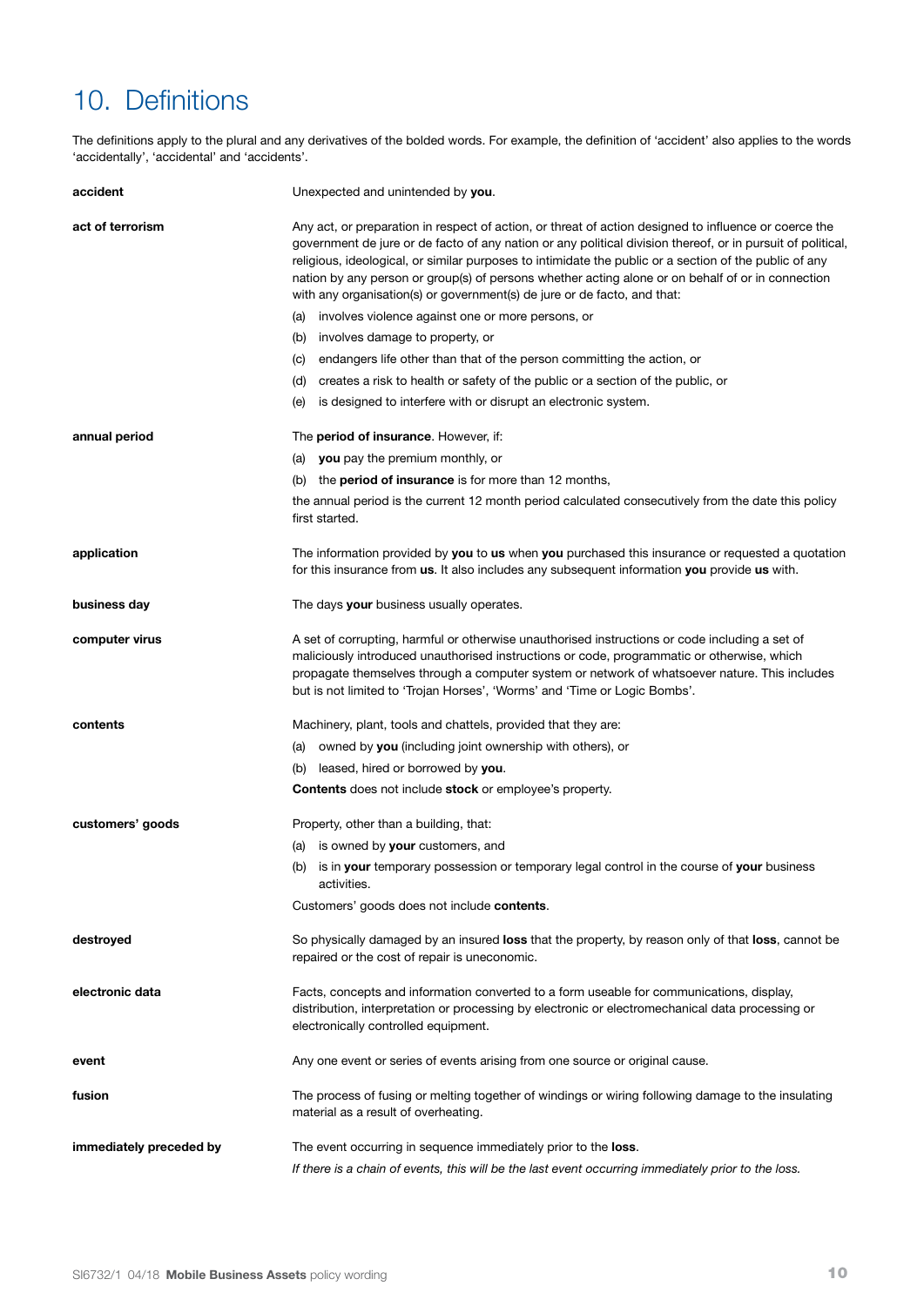# 10. Definitions

The definitions apply to the plural and any derivatives of the bolded words. For example, the definition of 'accident' also applies to the words 'accidentally', 'accidental' and 'accidents'.

**accident**

Unexpected and unintended by **you**.

**act of terrorism**

Any act, or preparation in respect of action, or threat of action designed to influence or coerce the government de jure or de facto of any nation or any political division thereof, or in pursuit of political, religious, ideological, or similar purposes to intimidate the public or a section of the public of any nation by any person or group(s) of persons whether acting alone or on behalf of or in connection with any organisation(s) or government(s) de jure or de facto, and that:

(a) involves violence against one or more persons, or
(b) involves damage to property, or
(c) endangers life other than that of the person committing the action, or
(d) creates a risk to health or safety of the public or a section of the public, or
(e) is designed to interfere with or disrupt an electronic system.

**annual period**

The **period of insurance**. However, if:

(a) **you** pay the premium monthly, or
(b) the **period of insurance** is for more than 12 months,

the annual period is the current 12 month period calculated consecutively from the date this policy first started.

**application**

The information provided by **you** to **us** when **you** purchased this insurance or requested a quotation for this insurance from **us**. It also includes any subsequent information **you** provide **us** with.

**business day**

The days **your** business usually operates.

**computer virus**

A set of corrupting, harmful or otherwise unauthorised instructions or code including a set of maliciously introduced unauthorised instructions or code, programmatic or otherwise, which propagate themselves through a computer system or network of whatsoever nature. This includes but is not limited to 'Trojan Horses', 'Worms' and 'Time or Logic Bombs'.

**contents**

Machinery, plant, tools and chattels, provided that they are:

(a) owned by **you** (including joint ownership with others), or
(b) leased, hired or borrowed by **you**.

**Contents** does not include **stock** or employee's property.

**customers' goods**

Property, other than a building, that:

(a) is owned by **your** customers, and
(b) is in **your** temporary possession or temporary legal control in the course of **your** business activities.

Customers' goods does not include **contents**.

**destroyed**

So physically damaged by an insured **loss** that the property, by reason only of that **loss**, cannot be repaired or the cost of repair is uneconomic.

**electronic data**

Facts, concepts and information converted to a form useable for communications, display, distribution, interpretation or processing by electronic or electromechanical data processing or electronically controlled equipment.

**event**

Any one event or series of events arising from one source or original cause.

**fusion**

The process of fusing or melting together of windings or wiring following damage to the insulating material as a result of overheating.

**immediately preceded by**

The event occurring in sequence immediately prior to the **loss**.

*If there is a chain of events, this will be the last event occurring immediately prior to the loss.*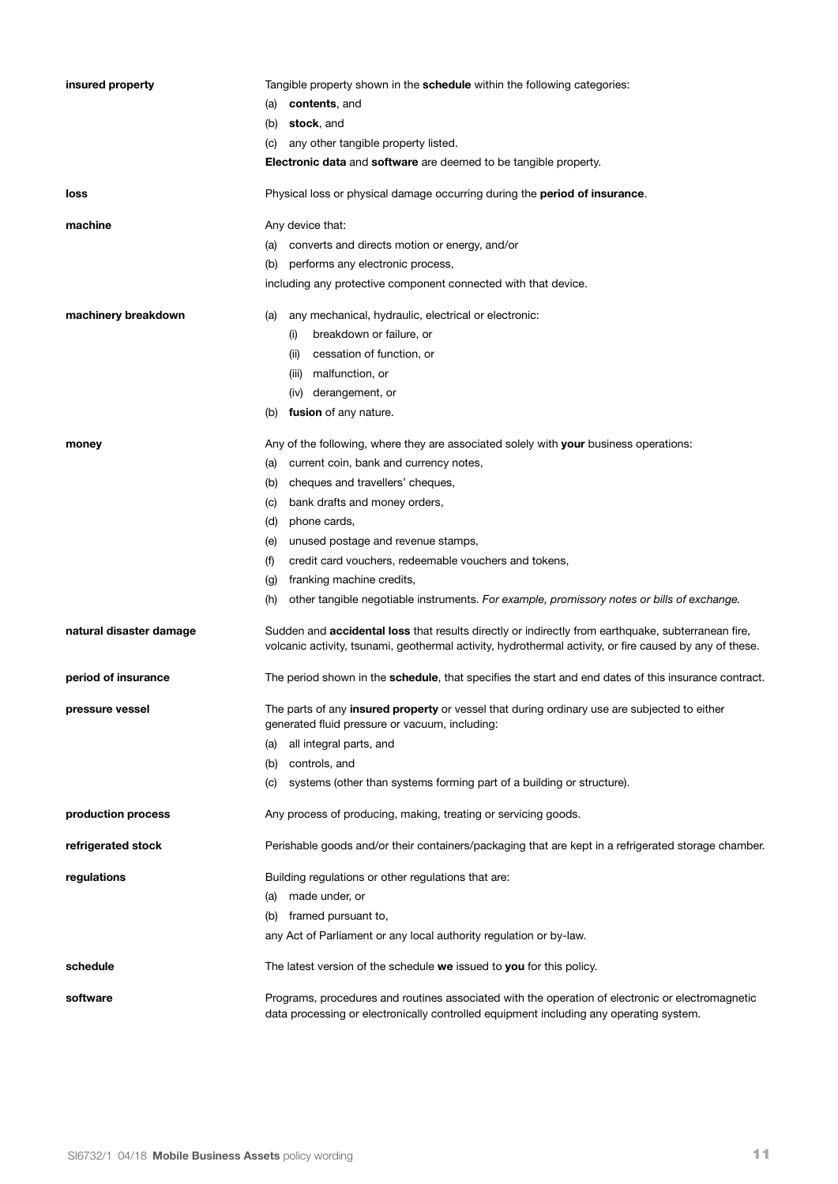**insured property**

Tangible property shown in the **schedule** within the following categories:

(a) **contents**, and
(b) **stock**, and
(c) any other tangible property listed.

**Electronic data** and **software** are deemed to be tangible property.

**loss**

Physical loss or physical damage occurring during the **period of insurance**.

**machine**

Any device that:

(a) converts and directs motion or energy, and/or
(b) performs any electronic process,

including any protective component connected with that device.

**machinery breakdown**

(a) any mechanical, hydraulic, electrical or electronic:
  (i) breakdown or failure, or
  (ii) cessation of function, or
  (iii) malfunction, or
  (iv) derangement, or
(b) **fusion** of any nature.

**money**

Any of the following, where they are associated solely with **your** business operations:

(a) current coin, bank and currency notes,
(b) cheques and travellers' cheques,
(c) bank drafts and money orders,
(d) phone cards,
(e) unused postage and revenue stamps,
(f) credit card vouchers, redeemable vouchers and tokens,
(g) franking machine credits,
(h) other tangible negotiable instruments. *For example, promissory notes or bills of exchange.*

**natural disaster damage**

Sudden and **accidental loss** that results directly or indirectly from earthquake, subterranean fire, volcanic activity, tsunami, geothermal activity, hydrothermal activity, or fire caused by any of these.

**period of insurance**

The period shown in the **schedule**, that specifies the start and end dates of this insurance contract.

**pressure vessel**

The parts of any **insured property** or vessel that during ordinary use are subjected to either generated fluid pressure or vacuum, including:

(a) all integral parts, and
(b) controls, and
(c) systems (other than systems forming part of a building or structure).

**production process**

Any process of producing, making, treating or servicing goods.

**refrigerated stock**

Perishable goods and/or their containers/packaging that are kept in a refrigerated storage chamber.

**regulations**

Building regulations or other regulations that are:

(a) made under, or
(b) framed pursuant to,

any Act of Parliament or any local authority regulation or by-law.

**schedule**

The latest version of the schedule **we** issued to **you** for this policy.

**software**

Programs, procedures and routines associated with the operation of electronic or electromagnetic data processing or electronically controlled equipment including any operating system.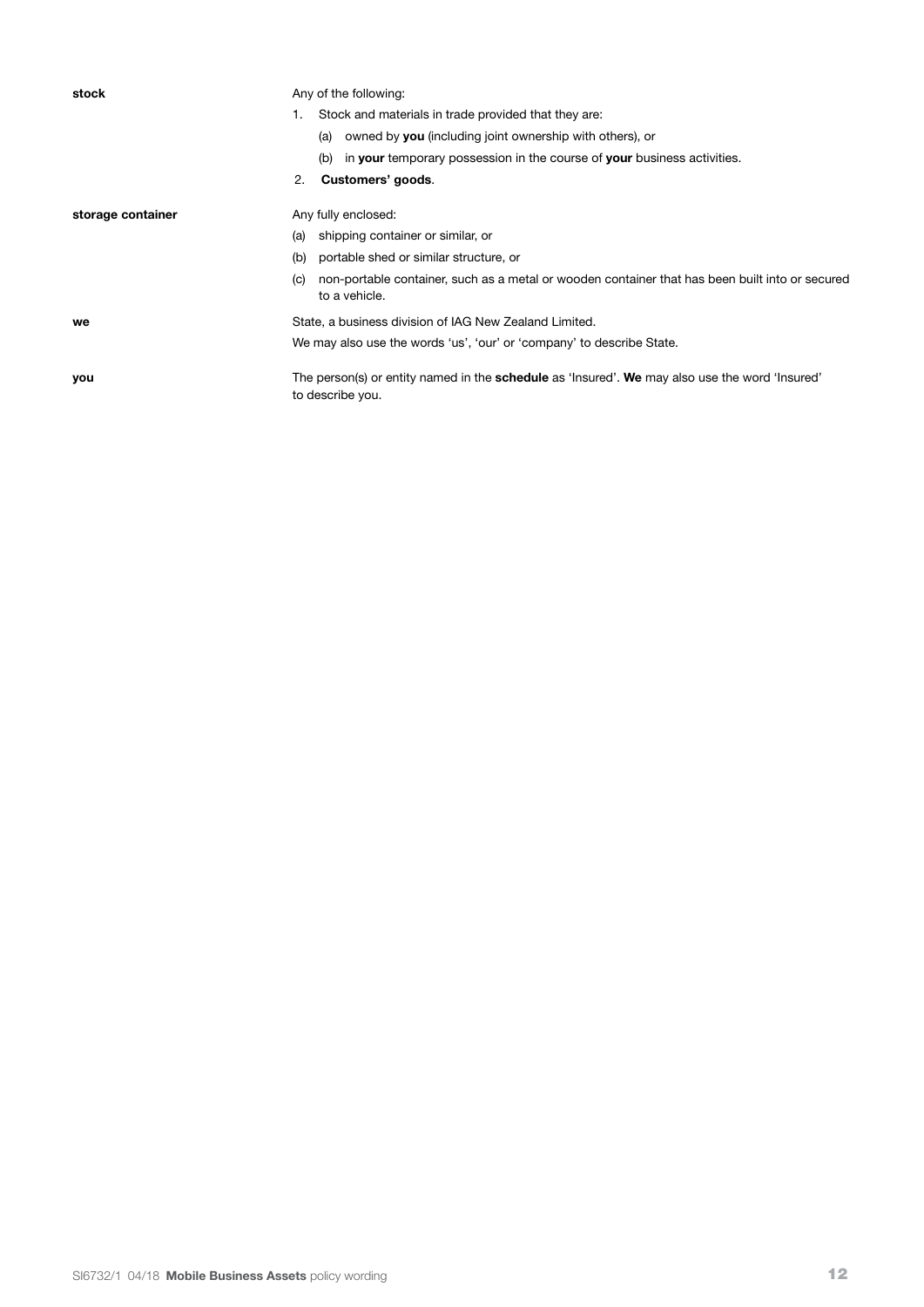**stock**

Any of the following:

1. Stock and materials in trade provided that they are:
   (a) owned by **you** (including joint ownership with others), or
   (b) in **your** temporary possession in the course of **your** business activities.
2. **Customers' goods**.

**storage container**

Any fully enclosed:

(a) shipping container or similar, or
(b) portable shed or similar structure, or
(c) non-portable container, such as a metal or wooden container that has been built into or secured to a vehicle.

**we**

State, a business division of IAG New Zealand Limited.

We may also use the words 'us', 'our' or 'company' to describe State.

**you**

The person(s) or entity named in the **schedule** as 'Insured'. **We** may also use the word 'Insured' to describe you.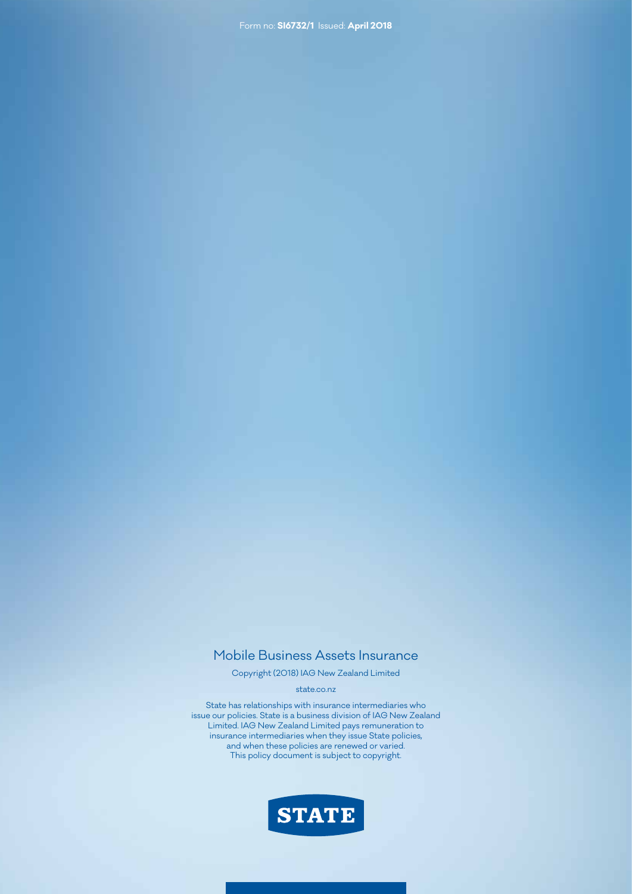Form no: **SI6732/1** Issued: **April 2018**

## Mobile Business Assets Insurance

Copyright (2018) IAG New Zealand Limited

state.co.nz

State has relationships with insurance intermediaries who issue our policies. State is a business division of IAG New Zealand Limited. IAG New Zealand Limited pays remuneration to insurance intermediaries when they issue State policies, and when these policies are renewed or varied. This policy document is subject to copyright.

STATE